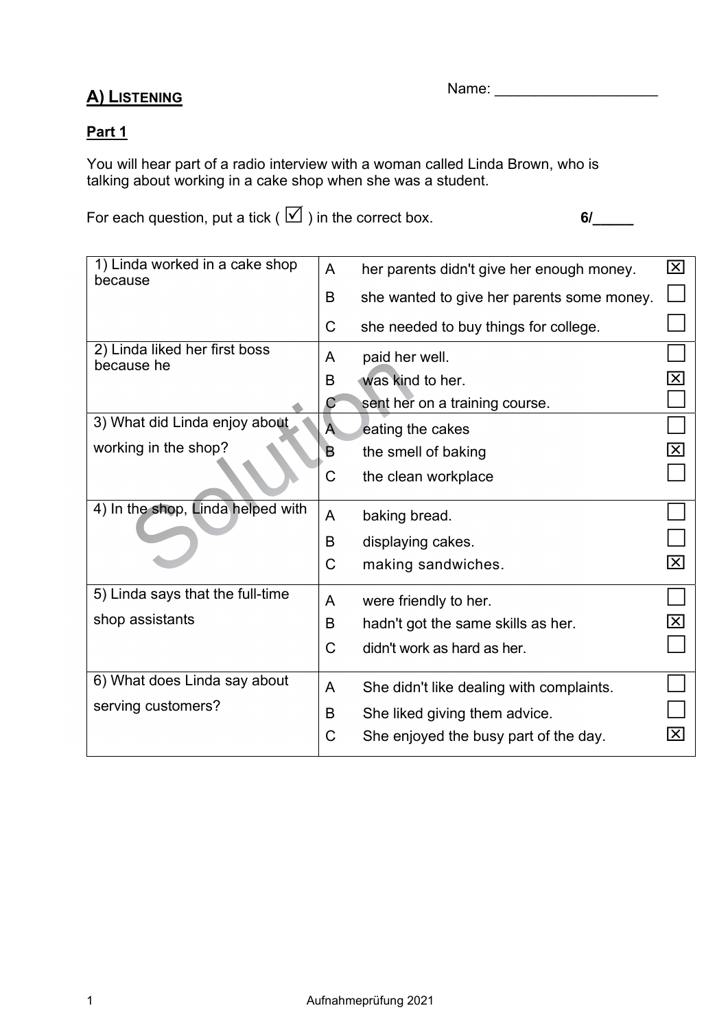## A) LISTENING

Name: ____________________

### Part 1

You will hear part of a radio interview with a woman called Linda Brown, who is talking about working in a cake shop when she was a student.

For each question, put a tick ( ☑ ) in the correct box. **6/_____**

| | | | |
|---|---|---|---|
| 1) Linda worked in a cake shop because | A | her parents didn't give her enough money. | ☒ |
| | B | she wanted to give her parents some money. | ☐ |
| | C | she needed to buy things for college. | ☐ |
| 2) Linda liked her first boss because he | A | paid her well. | ☐ |
| | B | was kind to her. | ☒ |
| | C | sent her on a training course. | ☐ |
| 3) What did Linda enjoy about working in the shop? | A | eating the cakes | ☐ |
| | B | the smell of baking | ☒ |
| | C | the clean workplace | ☐ |
| 4) In the shop, Linda helped with | A | baking bread. | ☐ |
| | B | displaying cakes. | ☐ |
| | C | making sandwiches. | ☒ |
| 5) Linda says that the full-time shop assistants | A | were friendly to her. | ☐ |
| | B | hadn't got the same skills as her. | ☒ |
| | C | didn't work as hard as her. | ☐ |
| 6) What does Linda say about serving customers? | A | She didn't like dealing with complaints. | ☐ |
| | B | She liked giving them advice. | ☐ |
| | C | She enjoyed the busy part of the day. | ☒ |

Solution

Aufnahmeprüfung 2021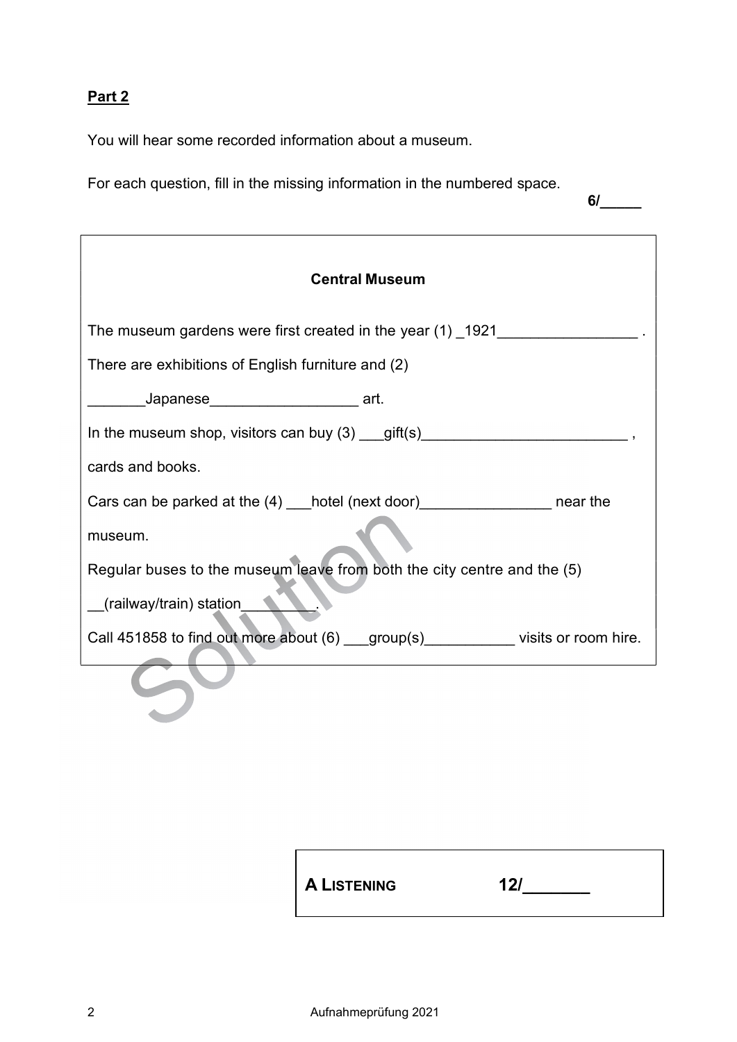**Part 2**

You will hear some recorded information about a museum.

For each question, fill in the missing information in the numbered space.

**6/_____**

**Central Museum**

The museum gardens were first created in the year (1) _1921_________________ .

There are exhibitions of English furniture and (2)

_______Japanese__________________ art.

In the museum shop, visitors can buy (3) ___gift(s)_________________________ ,

cards and books.

Cars can be parked at the (4) ___hotel (next door)________________ near the

museum.

Regular buses to the museum leave from both the city centre and the (5)

__(railway/train) station_________.

Call 451858 to find out more about (6) ___group(s)___________ visits or room hire.

Solution

| **A LISTENING** | **12/_______** |
|---|---|

Aufnahmeprüfung 2021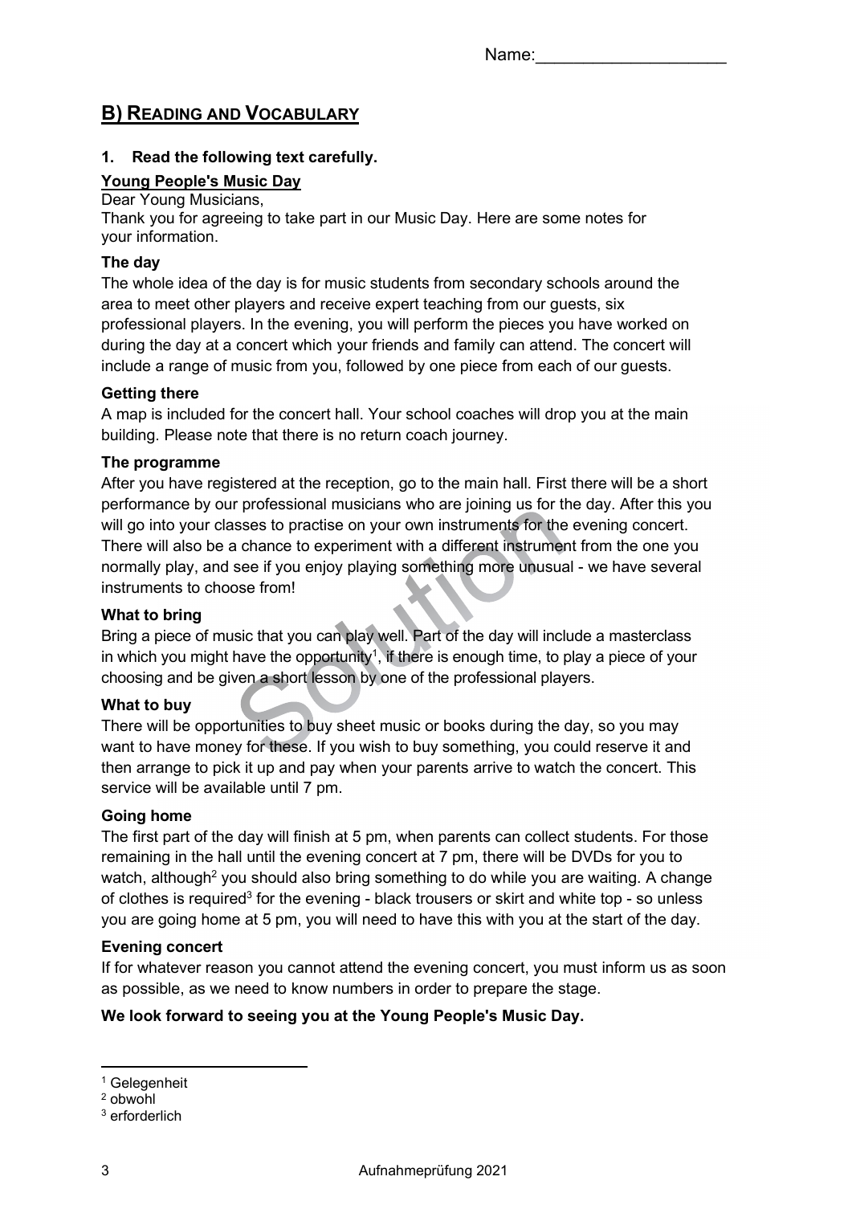Name:____________________

## B) Reading and Vocabulary

**1. Read the following text carefully.**

**Young People's Music Day**

Dear Young Musicians,

Thank you for agreeing to take part in our Music Day. Here are some notes for your information.

**The day**

The whole idea of the day is for music students from secondary schools around the area to meet other players and receive expert teaching from our guests, six professional players. In the evening, you will perform the pieces you have worked on during the day at a concert which your friends and family can attend. The concert will include a range of music from you, followed by one piece from each of our guests.

**Getting there**

A map is included for the concert hall. Your school coaches will drop you at the main building. Please note that there is no return coach journey.

**The programme**

After you have registered at the reception, go to the main hall. First there will be a short performance by our professional musicians who are joining us for the day. After this you will go into your classes to practise on your own instruments for the evening concert. There will also be a chance to experiment with a different instrument from the one you normally play, and see if you enjoy playing something more unusual - we have several instruments to choose from!

**What to bring**

Bring a piece of music that you can play well. Part of the day will include a masterclass in which you might have the opportunity[1], if there is enough time, to play a piece of your choosing and be given a short lesson by one of the professional players.

**What to buy**

There will be opportunities to buy sheet music or books during the day, so you may want to have money for these. If you wish to buy something, you could reserve it and then arrange to pick it up and pay when your parents arrive to watch the concert. This service will be available until 7 pm.

**Going home**

The first part of the day will finish at 5 pm, when parents can collect students. For those remaining in the hall until the evening concert at 7 pm, there will be DVDs for you to watch, although[2] you should also bring something to do while you are waiting. A change of clothes is required[3] for the evening - black trousers or skirt and white top - so unless you are going home at 5 pm, you will need to have this with you at the start of the day.

**Evening concert**

If for whatever reason you cannot attend the evening concert, you must inform us as soon as possible, as we need to know numbers in order to prepare the stage.

**We look forward to seeing you at the Young People's Music Day.**

---

[1] Gelegenheit
[2] obwohl
[3] erforderlich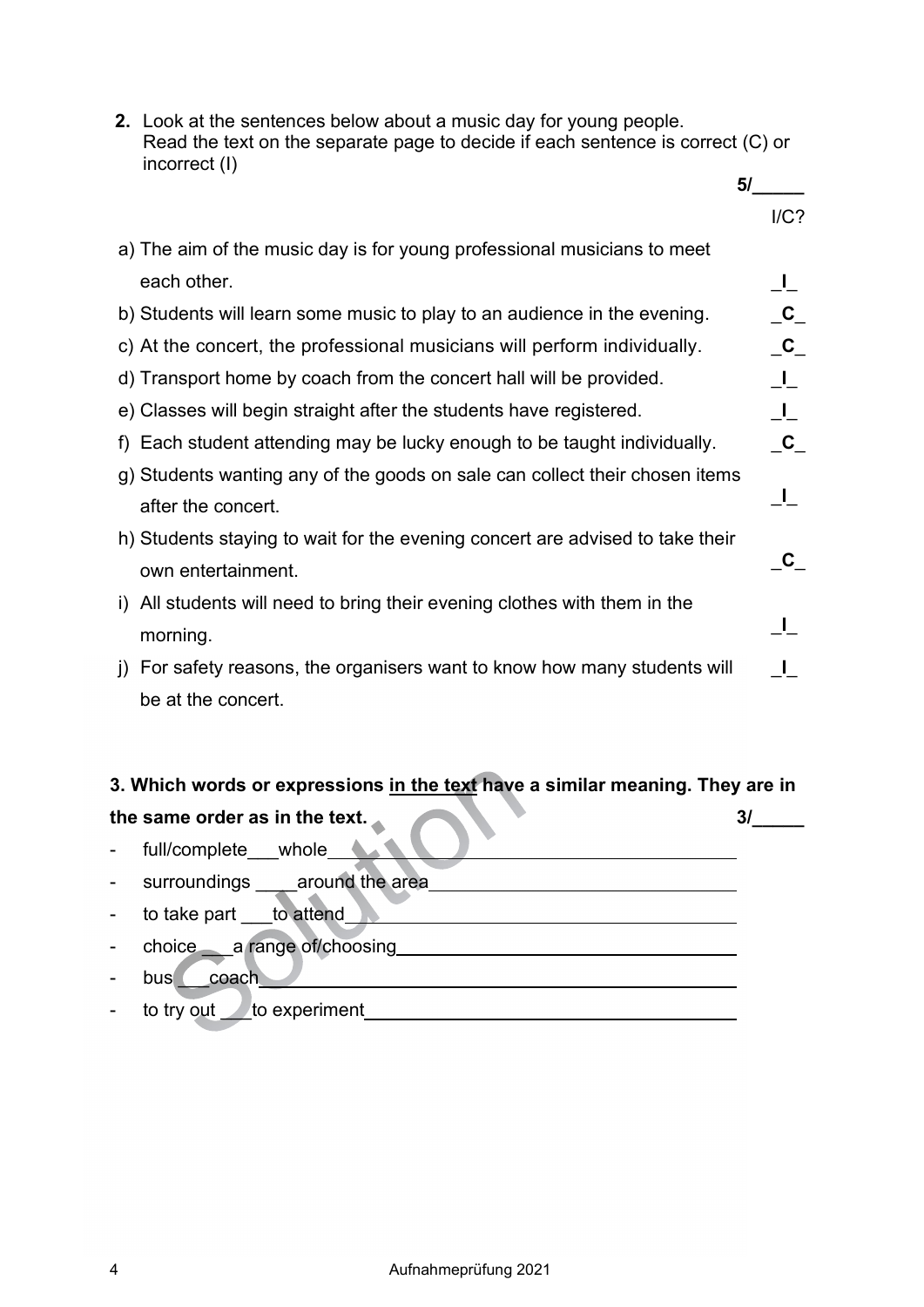**2.** Look at the sentences below about a music day for young people.
Read the text on the separate page to decide if each sentence is correct (C) or incorrect (I)

**5/_____**

| | I/C? |
|---|---|
| a) The aim of the music day is for young professional musicians to meet each other. | _I_ |
| b) Students will learn some music to play to an audience in the evening. | _C_ |
| c) At the concert, the professional musicians will perform individually. | _C_ |
| d) Transport home by coach from the concert hall will be provided. | _I_ |
| e) Classes will begin straight after the students have registered. | _I_ |
| f) Each student attending may be lucky enough to be taught individually. | _C_ |
| g) Students wanting any of the goods on sale can collect their chosen items after the concert. | _I_ |
| h) Students staying to wait for the evening concert are advised to take their own entertainment. | _C_ |
| i) All students will need to bring their evening clothes with them in the morning. | _I_ |
| j) For safety reasons, the organisers want to know how many students will be at the concert. | _I_ |

**3. Which words or expressions <u>in the text</u> have a similar meaning. They are in the same order as in the text.** **3/_____**

- full/complete___whole
- surroundings ____around the area
- to take part ___to attend
- choice ___a range of/choosing
- bus ___coach
- to try out ___to experiment

Solution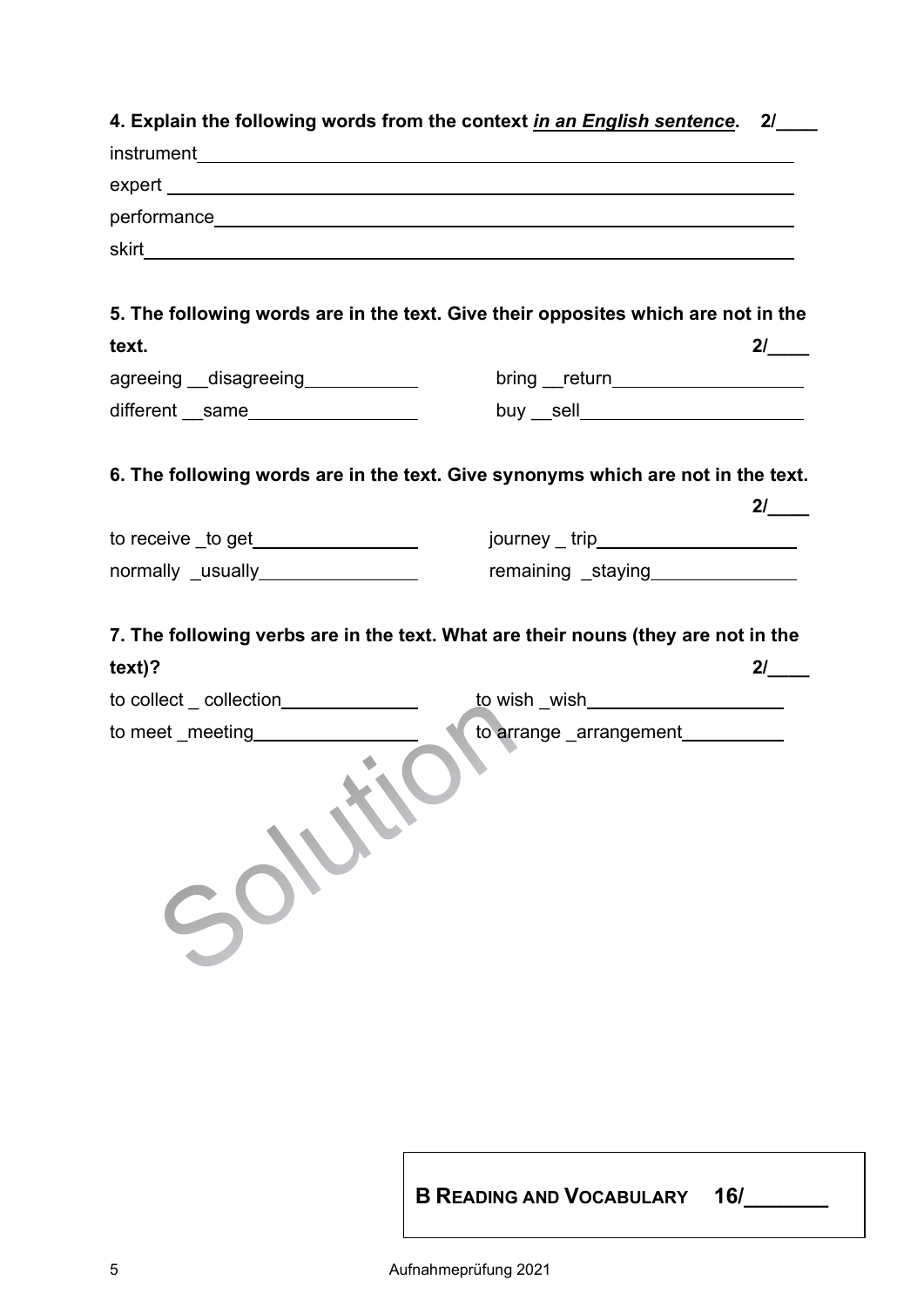**4. Explain the following words from the context *in an English sentence*. 2/____**

instrument________________________________________

expert ________________________________________

performance________________________________________

skirt________________________________________

**5. The following words are in the text. Give their opposites which are not in the text. 2/____**

agreeing __disagreeing__________ bring __return__________

different __same__________ buy __sell__________

**6. The following words are in the text. Give synonyms which are not in the text. 2/____**

to receive _to get__________ journey _ trip__________

normally _usually__________ remaining _staying__________

**7. The following verbs are in the text. What are their nouns (they are not in the text)? 2/____**

to collect _ collection__________ to wish _wish__________

to meet _meeting__________ to arrange _arrangement__________

Solution

**B READING AND VOCABULARY 16/_______**

Aufnahmeprüfung 2021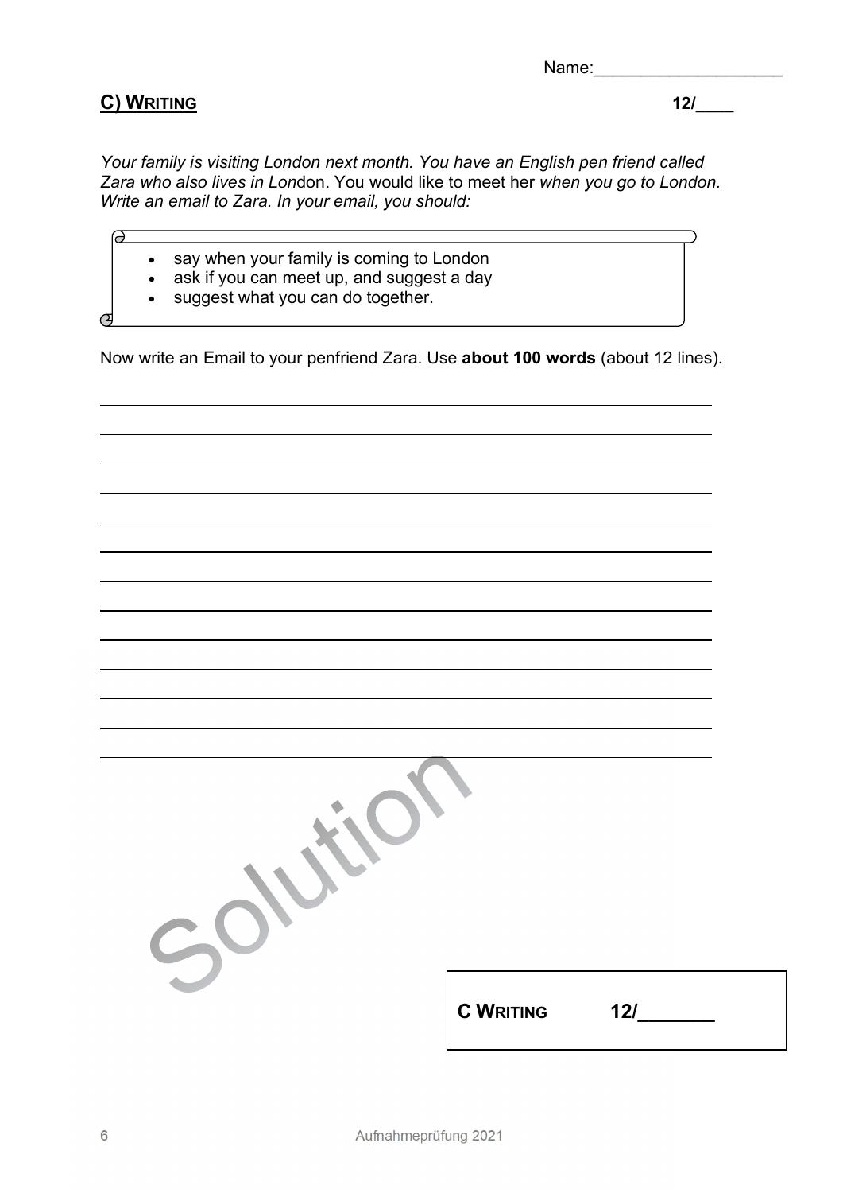Name:____________________

## C) WRITING

**12/____**

*Your family is visiting London next month. You have an English pen friend called Zara who also lives in Lon*don. You would like to meet her *when you go to London. Write an email to Zara. In your email, you should:*

- say when your family is coming to London
- ask if you can meet up, and suggest a day
- suggest what you can do together.

Now write an Email to your penfriend Zara. Use **about 100 words** (about 12 lines).

_______________________________________________

_______________________________________________

_______________________________________________

_______________________________________________

_______________________________________________

_______________________________________________

_______________________________________________

_______________________________________________

_______________________________________________

_______________________________________________

_______________________________________________

_______________________________________________

Solution

| **C WRITING** | **12/_______** |
|---|---|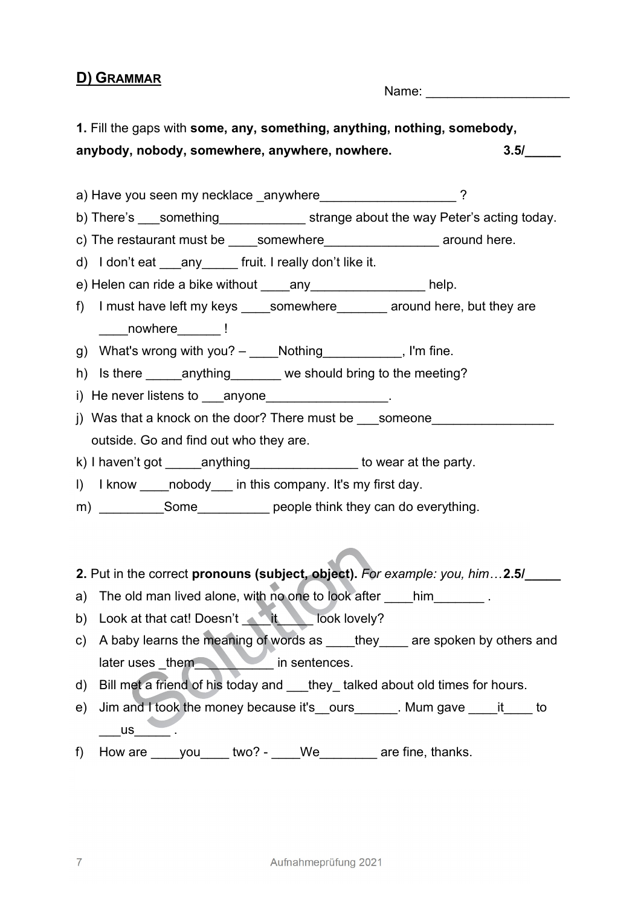## D) GRAMMAR

Name: ____________________

**1.** Fill the gaps with **some, any, something, anything, nothing, somebody, anybody, nobody, somewhere, anywhere, nowhere.** **3.5/_____**

a) Have you seen my necklace _anywhere___________________ ?

b) There's ___something____________ strange about the way Peter's acting today.

c) The restaurant must be ____somewhere________________ around here.

d) I don't eat ___any_____ fruit. I really don't like it.

e) Helen can ride a bike without ____any________________ help.

f) I must have left my keys ____somewhere_______ around here, but they are ____nowhere______ !

g) What's wrong with you? – ____Nothing___________, I'm fine.

h) Is there _____anything_______ we should bring to the meeting?

i) He never listens to ___anyone_________________.

j) Was that a knock on the door? There must be ___someone_________________ outside. Go and find out who they are.

k) I haven't got _____anything_______________ to wear at the party.

l) I know ____nobody___ in this company. It's my first day.

m) _________Some__________ people think they can do everything.

**2.** Put in the correct **pronouns (subject, object).** *For example: you, him…* **2.5/_____**

a) The old man lived alone, with no one to look after ____him_______ .

b) Look at that cat! Doesn't ____it_____ look lovely?

c) A baby learns the meaning of words as ____they____ are spoken by others and later uses _them___________ in sentences.

d) Bill met a friend of his today and ___they_ talked about old times for hours.

e) Jim and I took the money because it's__ours______. Mum gave ____it____ to ___us_____ .

f) How are ____you____ two? - ____We________ are fine, thanks.

Solution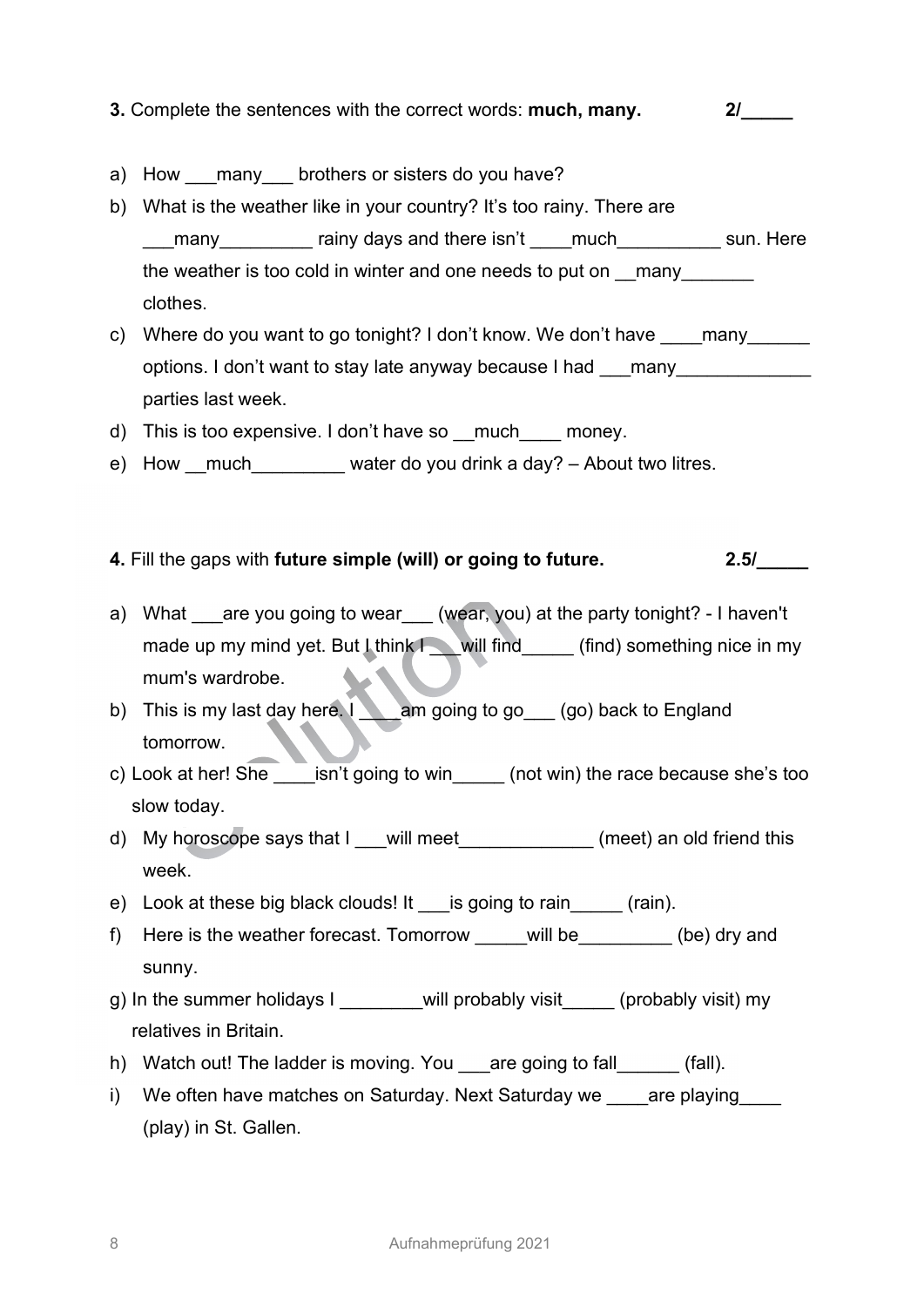**3.** Complete the sentences with the correct words: **much, many.** **2/_____**

a) How ___many___ brothers or sisters do you have?

b) What is the weather like in your country? It's too rainy. There are ___many_________ rainy days and there isn't ____much__________ sun. Here the weather is too cold in winter and one needs to put on __many_______ clothes.

c) Where do you want to go tonight? I don't know. We don't have ____many______ options. I don't want to stay late anyway because I had ___many_____________ parties last week.

d) This is too expensive. I don't have so __much____ money.

e) How __much_________ water do you drink a day? – About two litres.

**4.** Fill the gaps with **future simple (will) or going to future.** **2.5/_____**

a) What ___are you going to wear___ (wear, you) at the party tonight? - I haven't made up my mind yet. But I think I ___will find_____ (find) something nice in my mum's wardrobe.

b) This is my last day here. I ____am going to go___ (go) back to England tomorrow.

c) Look at her! She ____isn't going to win_____ (not win) the race because she's too slow today.

d) My horoscope says that I ___will meet_____________ (meet) an old friend this week.

e) Look at these big black clouds! It ___is going to rain_____ (rain).

f) Here is the weather forecast. Tomorrow _____will be_________ (be) dry and sunny.

g) In the summer holidays I ________will probably visit_____ (probably visit) my relatives in Britain.

h) Watch out! The ladder is moving. You ___are going to fall______ (fall).

i) We often have matches on Saturday. Next Saturday we ____are playing____ (play) in St. Gallen.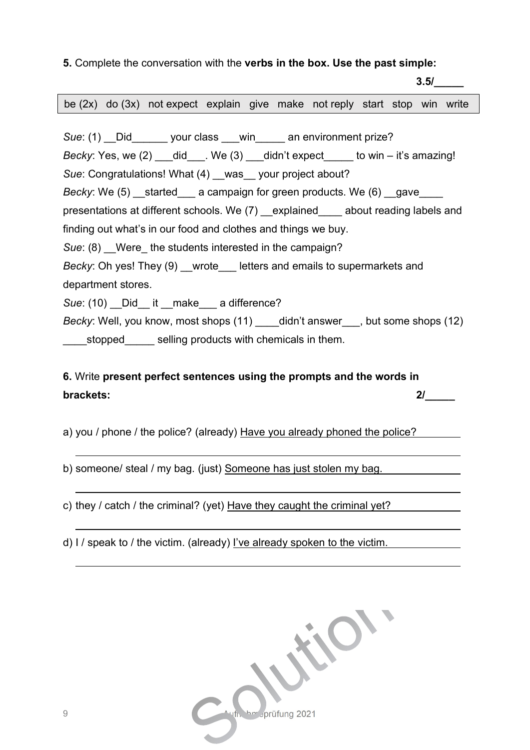**5.** Complete the conversation with the **verbs in the box. Use the past simple:**

**3.5/_____**

| be (2x) do (3x) not expect explain give make not reply start stop win write |
|---|

*Sue*: (1) __Did______ your class ___win_____ an environment prize?

*Becky*: Yes, we (2) ___did___. We (3) ___didn't expect_____ to win – it's amazing!

*Sue*: Congratulations! What (4) __was__ your project about?

*Becky*: We (5) __started___ a campaign for green products. We (6) __gave____ presentations at different schools. We (7) __explained____ about reading labels and finding out what's in our food and clothes and things we buy.

*Sue*: (8) __Were_ the students interested in the campaign?

*Becky*: Oh yes! They (9) __wrote___ letters and emails to supermarkets and department stores.

*Sue*: (10) __Did__ it __make___ a difference?

*Becky*: Well, you know, most shops (11) ____didn't answer___, but some shops (12) ____stopped_____ selling products with chemicals in them.

**6.** Write **present perfect sentences using the prompts and the words in brackets:** **2/_____**

a) you / phone / the police? (already) Have you already phoned the police?

b) someone/ steal / my bag. (just) Someone has just stolen my bag.

c) they / catch / the criminal? (yet) Have they caught the criminal yet?

d) I / speak to / the victim. (already) I've already spoken to the victim.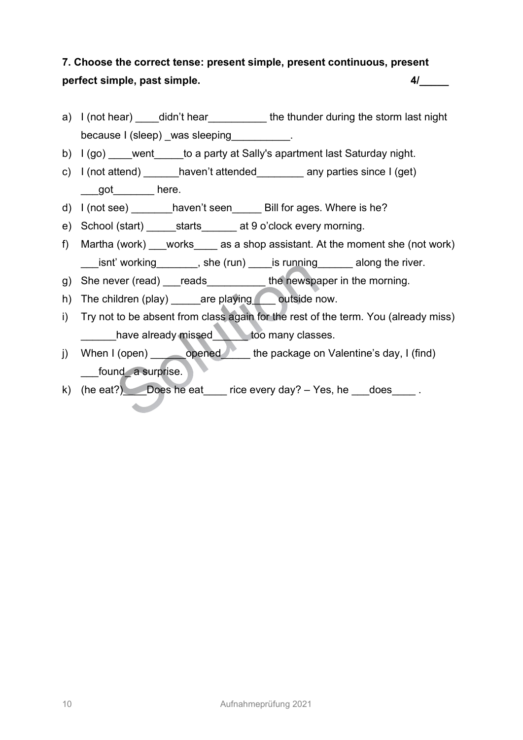**7. Choose the correct tense: present simple, present continuous, present perfect simple, past simple.** **4/_____**

a) I (not hear) ____didn't hear__________ the thunder during the storm last night because I (sleep) _was sleeping__________.

b) I (go) ____went_____to a party at Sally's apartment last Saturday night.

c) I (not attend) ______haven't attended________ any parties since I (get) ___got_______ here.

d) I (not see) _______haven't seen_____ Bill for ages. Where is he?

e) School (start) _____starts______ at 9 o'clock every morning.

f) Martha (work) ___works____ as a shop assistant. At the moment she (not work) ___isnt' working_______, she (run) ____is running______ along the river.

g) She never (read) ___reads__________ the newspaper in the morning.

h) The children (play) _____are playing____ outside now.

i) Try not to be absent from class again for the rest of the term. You (already miss) ______have already missed______ too many classes.

j) When I (open) ______opened_____ the package on Valentine's day, I (find) ___found_ a surprise.

k) (he eat?)____Does he eat____ rice every day? – Yes, he ___does____ .

Solution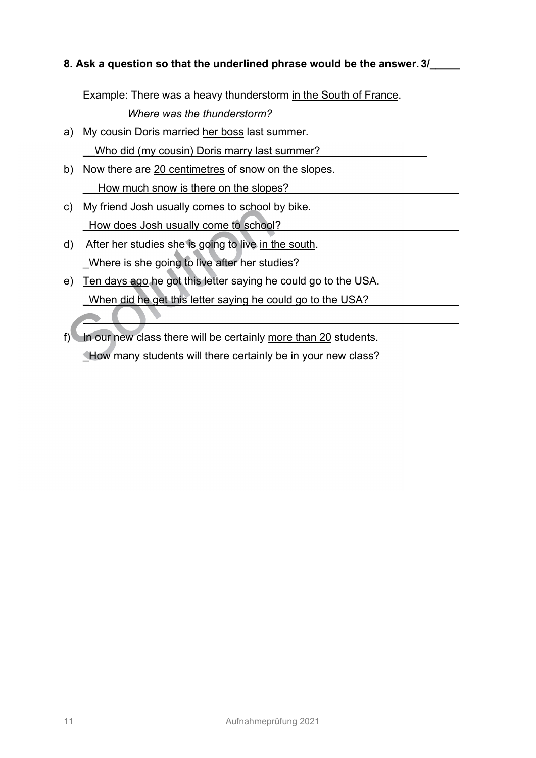**8. Ask a question so that the underlined phrase would be the answer. 3/_____**

Example: There was a heavy thunderstorm <u>in the South of France</u>.

*Where was the thunderstorm?*

a) My cousin Doris married <u>her boss</u> last summer.

Who did (my cousin) Doris marry last summer?

b) Now there are <u>20 centimetres</u> of snow on the slopes.

How much snow is there on the slopes?

c) My friend Josh usually comes to school <u>by bike</u>.

How does Josh usually come to school?

d) After her studies she is going to live <u>in the south</u>.

Where is she going to live after her studies?

e) <u>Ten days ago</u> he got this letter saying he could go to the USA.

When did he get this letter saying he could go to the USA?

f) In our new class there will be certainly <u>more than 20</u> students.

How many students will there certainly be in your new class?

Solution